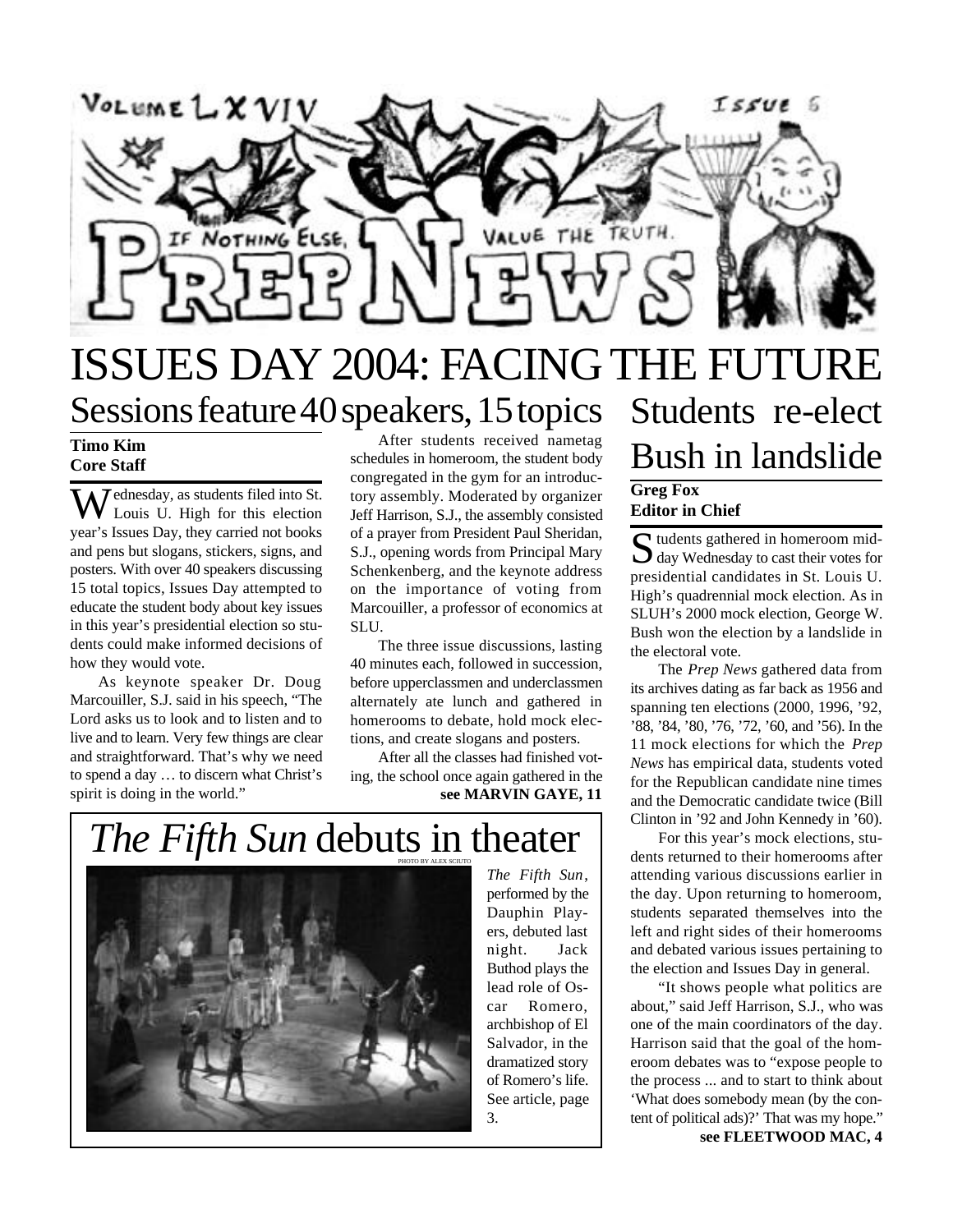# ISSUES DAY 2004: FACING THE FUTURE

## Sessions feature 40 speakers, 15 topics

**Timo Kim**
**Core Staff**

Wednesday, as students filed into St. Louis U. High for this election year's Issues Day, they carried not books and pens but slogans, stickers, signs, and posters. With over 40 speakers discussing 15 total topics, Issues Day attempted to educate the student body about key issues in this year's presidential election so students could make informed decisions of how they would vote.

As keynote speaker Dr. Doug Marcouiller, S.J. said in his speech, "The Lord asks us to look and to listen and to live and to learn. Very few things are clear and straightforward. That's why we need to spend a day … to discern what Christ's spirit is doing in the world."

After students received nametag schedules in homeroom, the student body congregated in the gym for an introductory assembly. Moderated by organizer Jeff Harrison, S.J., the assembly consisted of a prayer from President Paul Sheridan, S.J., opening words from Principal Mary Schenkenberg, and the keynote address on the importance of voting from Marcouiller, a professor of economics at SLU.

The three issue discussions, lasting 40 minutes each, followed in succession, before upperclassmen and underclassmen alternately ate lunch and gathered in homerooms to debate, hold mock elections, and create slogans and posters.

After all the classes had finished voting, the school once again gathered in the

**see MARVIN GAYE, 11**

## *The Fifth Sun* debuts in theater

PHOTO BY ALEX SCIUTO

*The Fifth Sun*, performed by the Dauphin Players, debuted last night. Jack Buthod plays the lead role of Oscar Romero, archbishop of El Salvador, in the dramatized story of Romero's life. See article, page 3.

## Students re-elect Bush in landslide

**Greg Fox**
**Editor in Chief**

Students gathered in homeroom midday Wednesday to cast their votes for presidential candidates in St. Louis U. High's quadrennial mock election. As in SLUH's 2000 mock election, George W. Bush won the election by a landslide in the electoral vote.

The *Prep News* gathered data from its archives dating as far back as 1956 and spanning ten elections (2000, 1996, '92, '88, '84, '80, '76, '72, '60, and '56). In the 11 mock elections for which the *Prep News* has empirical data, students voted for the Republican candidate nine times and the Democratic candidate twice (Bill Clinton in '92 and John Kennedy in '60).

For this year's mock elections, students returned to their homerooms after attending various discussions earlier in the day. Upon returning to homeroom, students separated themselves into the left and right sides of their homerooms and debated various issues pertaining to the election and Issues Day in general.

"It shows people what politics are about," said Jeff Harrison, S.J., who was one of the main coordinators of the day. Harrison said that the goal of the homeroom debates was to "expose people to the process ... and to start to think about 'What does somebody mean (by the content of political ads)?' That was my hope."

**see FLEETWOOD MAC, 4**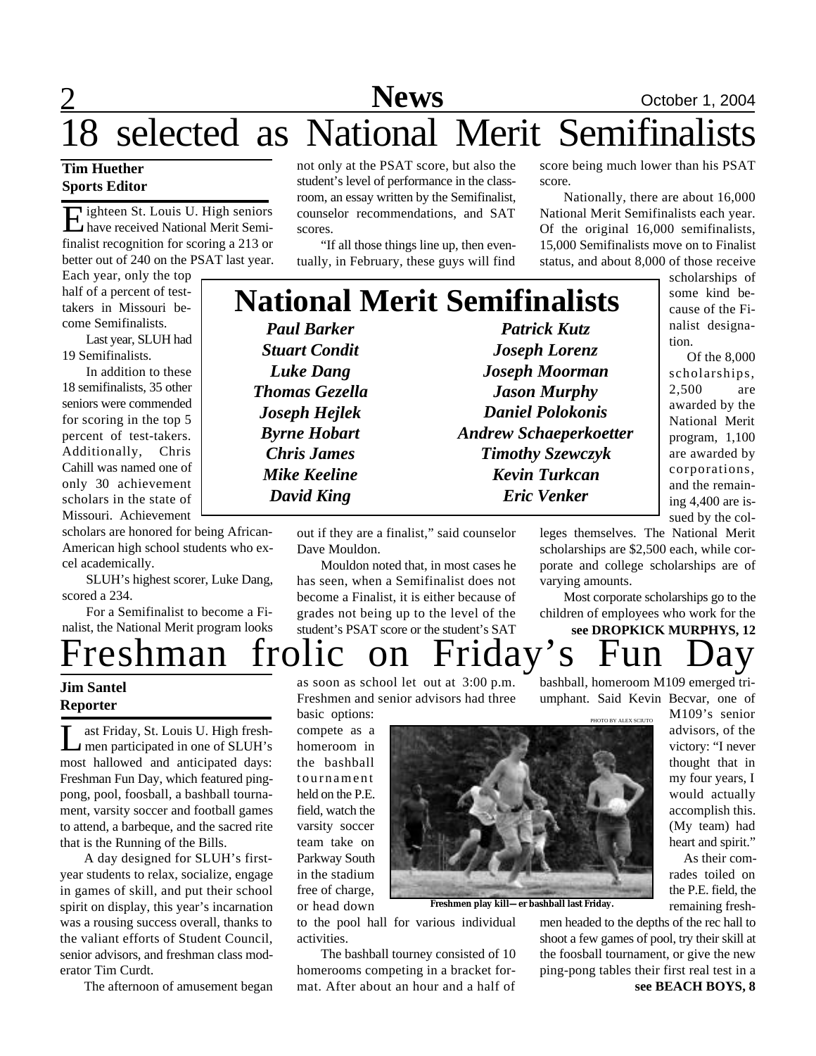# 18 selected as National Merit Semifinalists

**Tim Huether**
**Sports Editor**

Eighteen St. Louis U. High seniors have received National Merit Semifinalist recognition for scoring a 213 or better out of 240 on the PSAT last year. Each year, only the top half of a percent of test-takers in Missouri become Semifinalists.

Last year, SLUH had 19 Semifinalists.

In addition to these 18 semifinalists, 35 other seniors were commended for scoring in the top 5 percent of test-takers. Additionally, Chris Cahill was named one of only 30 achievement scholars in the state of Missouri. Achievement scholars are honored for being African-American high school students who excel academically.

SLUH's highest scorer, Luke Dang, scored a 234.

For a Semifinalist to become a Finalist, the National Merit program looks not only at the PSAT score, but also the student's level of performance in the classroom, an essay written by the Semifinalist, counselor recommendations, and SAT scores.

"If all those things line up, then eventually, in February, these guys will find out if they are a finalist," said counselor Dave Mouldon.

Mouldon noted that, in most cases he has seen, when a Semifinalist does not become a Finalist, it is either because of grades not being up to the level of the student's PSAT score or the student's SAT score being much lower than his PSAT score.

Nationally, there are about 16,000 National Merit Semifinalists each year. Of the original 16,000 semifinalists, 15,000 Semifinalists move on to Finalist status, and about 8,000 of those receive scholarships of some kind because of the Finalist designation.

Of the 8,000 scholarships, 2,500 are awarded by the National Merit program, 1,100 are awarded by corporations, and the remaining 4,400 are issued by the colleges themselves. The National Merit scholarships are $2,500 each, while corporate and college scholarships are of varying amounts.

Most corporate scholarships go to the children of employees who work for the

**see DROPKICK MURPHYS, 12**

## National Merit Semifinalists

*Paul Barker*
*Stuart Condit*
*Luke Dang*
*Thomas Gezella*
*Joseph Hejlek*
*Byrne Hobart*
*Chris James*
*Mike Keeline*
*David King*
*Patrick Kutz*
*Joseph Lorenz*
*Joseph Moorman*
*Jason Murphy*
*Daniel Polokonis*
*Andrew Schaeperkoetter*
*Timothy Szewczyk*
*Kevin Turkcan*
*Eric Venker*

# Freshman frolic on Friday's Fun Day

**Jim Santel**
**Reporter**

Last Friday, St. Louis U. High freshmen participated in one of SLUH's most hallowed and anticipated days: Freshman Fun Day, which featured ping-pong, pool, foosball, a bashball tournament, varsity soccer and football games to attend, a barbeque, and the sacred rite that is the Running of the Bills.

A day designed for SLUH's first-year students to relax, socialize, engage in games of skill, and put their school spirit on display, this year's incarnation was a rousing success overall, thanks to the valiant efforts of Student Council, senior advisors, and freshman class moderator Tim Curdt.

The afternoon of amusement began as soon as school let out at 3:00 p.m. Freshmen and senior advisors had three basic options: compete as a homeroom in the bashball tournament held on the P.E. field, watch the varsity soccer team take on Parkway South in the stadium free of charge, or head down to the pool hall for various individual activities.

The bashball tourney consisted of 10 homerooms competing in a bracket format. After about an hour and a half of bashball, homeroom M109 emerged triumphant. Said Kevin Becvar, one of M109's senior advisors, of the victory: "I never thought that in my four years, I would actually accomplish this. (My team) had heart and spirit."

PHOTO BY ALEX SCIUTO

Freshmen play kill—er bashball last Friday.

As their comrades toiled on the P.E. field, the remaining freshmen headed to the depths of the rec hall to shoot a few games of pool, try their skill at the foosball tournament, or give the new ping-pong tables their first real test in a

**see BEACH BOYS, 8**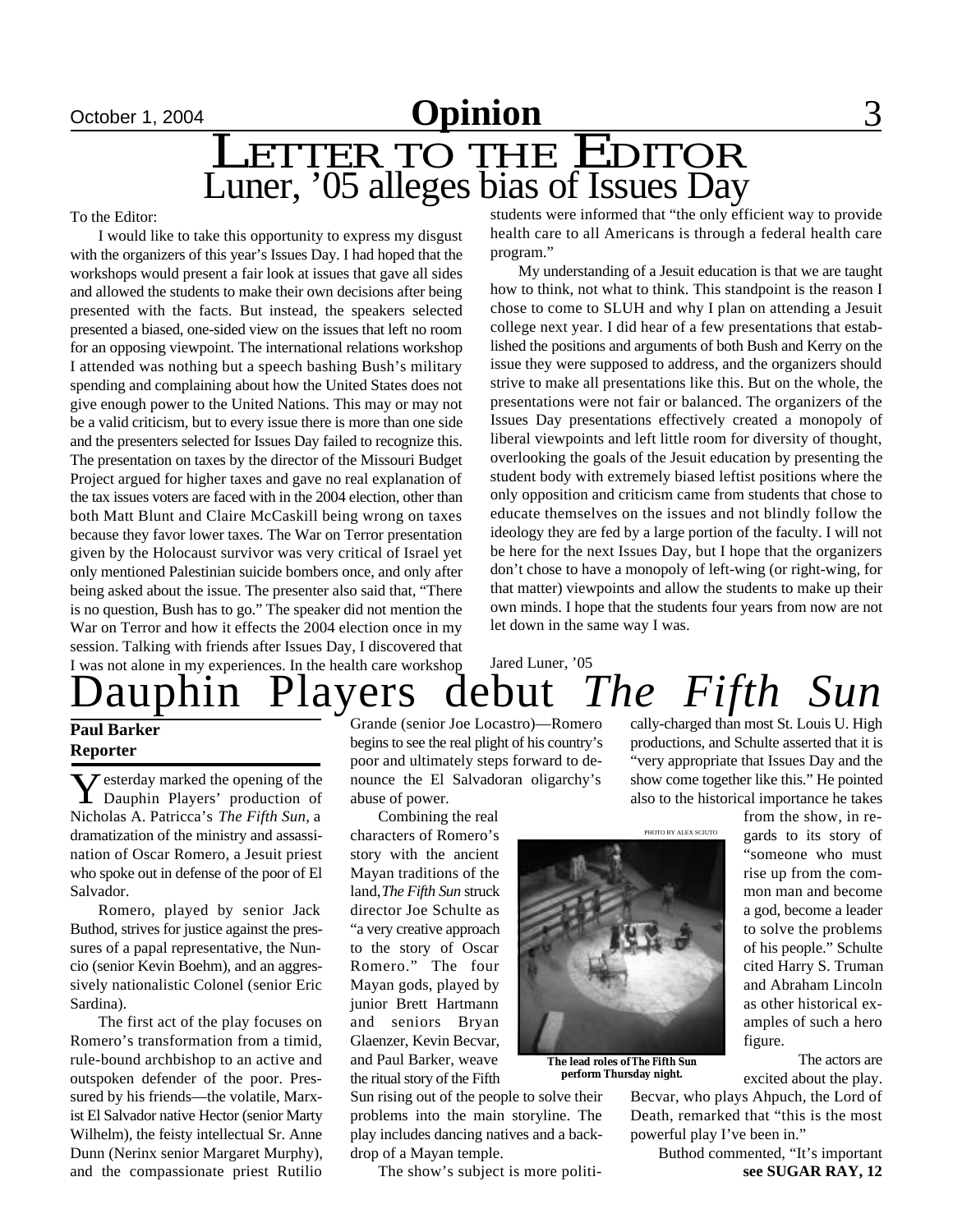# LETTER TO THE EDITOR

## Luner, '05 alleges bias of Issues Day

To the Editor:

I would like to take this opportunity to express my disgust with the organizers of this year's Issues Day. I had hoped that the workshops would present a fair look at issues that gave all sides and allowed the students to make their own decisions after being presented with the facts. But instead, the speakers selected presented a biased, one-sided view on the issues that left no room for an opposing viewpoint. The international relations workshop I attended was nothing but a speech bashing Bush's military spending and complaining about how the United States does not give enough power to the United Nations. This may or may not be a valid criticism, but to every issue there is more than one side and the presenters selected for Issues Day failed to recognize this. The presentation on taxes by the director of the Missouri Budget Project argued for higher taxes and gave no real explanation of the tax issues voters are faced with in the 2004 election, other than both Matt Blunt and Claire McCaskill being wrong on taxes because they favor lower taxes. The War on Terror presentation given by the Holocaust survivor was very critical of Israel yet only mentioned Palestinian suicide bombers once, and only after being asked about the issue. The presenter also said that, "There is no question, Bush has to go." The speaker did not mention the War on Terror and how it effects the 2004 election once in my session. Talking with friends after Issues Day, I discovered that I was not alone in my experiences. In the health care workshop students were informed that "the only efficient way to provide health care to all Americans is through a federal health care program."

My understanding of a Jesuit education is that we are taught how to think, not what to think. This standpoint is the reason I chose to come to SLUH and why I plan on attending a Jesuit college next year. I did hear of a few presentations that established the positions and arguments of both Bush and Kerry on the issue they were supposed to address, and the organizers should strive to make all presentations like this. But on the whole, the presentations were not fair or balanced. The organizers of the Issues Day presentations effectively created a monopoly of liberal viewpoints and left little room for diversity of thought, overlooking the goals of the Jesuit education by presenting the student body with extremely biased leftist positions where the only opposition and criticism came from students that chose to educate themselves on the issues and not blindly follow the ideology they are fed by a large portion of the faculty. I will not be here for the next Issues Day, but I hope that the organizers don't chose to have a monopoly of left-wing (or right-wing, for that matter) viewpoints and allow the students to make up their own minds. I hope that the students four years from now are not let down in the same way I was.

Jared Luner, '05

# Dauphin Players debut *The Fifth Sun*

**Paul Barker**
**Reporter**

Yesterday marked the opening of the Dauphin Players' production of Nicholas A. Patricca's *The Fifth Sun*, a dramatization of the ministry and assassination of Oscar Romero, a Jesuit priest who spoke out in defense of the poor of El Salvador.

Romero, played by senior Jack Buthod, strives for justice against the pressures of a papal representative, the Nuncio (senior Kevin Boehm), and an aggressively nationalistic Colonel (senior Eric Sardina).

The first act of the play focuses on Romero's transformation from a timid, rule-bound archbishop to an active and outspoken defender of the poor. Pressured by his friends—the volatile, Marxist El Salvador native Hector (senior Marty Wilhelm), the feisty intellectual Sr. Anne Dunn (Nerinx senior Margaret Murphy), and the compassionate priest Rutilio Grande (senior Joe Locastro)—Romero begins to see the real plight of his country's poor and ultimately steps forward to denounce the El Salvadoran oligarchy's abuse of power.

Combining the real characters of Romero's story with the ancient Mayan traditions of the land, *The Fifth Sun* struck director Joe Schulte as "a very creative approach to the story of Oscar Romero." The four Mayan gods, played by junior Brett Hartmann and seniors Bryan Glaenzer, Kevin Becvar, and Paul Barker, weave the ritual story of the Fifth Sun rising out of the people to solve their problems into the main storyline. The play includes dancing natives and a backdrop of a Mayan temple.

PHOTO BY ALEX SCIUTO

**The lead roles of The Fifth Sun perform Thursday night.**

The show's subject is more politically-charged than most St. Louis U. High productions, and Schulte asserted that it is "very appropriate that Issues Day and the show come together like this." He pointed also to the historical importance he takes from the show, in regards to its story of "someone who must rise up from the common man and become a god, become a leader to solve the problems of his people." Schulte cited Harry S. Truman and Abraham Lincoln as other historical examples of such a hero figure.

The actors are excited about the play. Becvar, who plays Ahpuch, the Lord of Death, remarked that "this is the most powerful play I've been in."

Buthod commented, "It's important

**see SUGAR RAY, 12**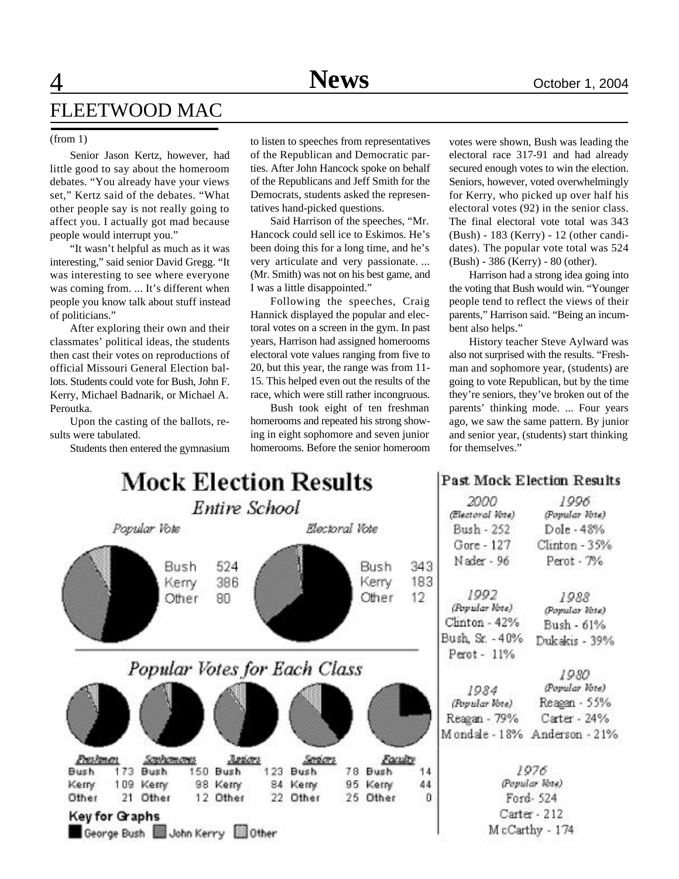# FLEETWOOD MAC

(from 1)

Senior Jason Kertz, however, had little good to say about the homeroom debates. "You already have your views set," Kertz said of the debates. "What other people say is not really going to affect you. I actually got mad because people would interrupt you."

"It wasn't helpful as much as it was interesting," said senior David Gregg. "It was interesting to see where everyone was coming from. ... It's different when people you know talk about stuff instead of politicians."

After exploring their own and their classmates' political ideas, the students then cast their votes on reproductions of official Missouri General Election ballots. Students could vote for Bush, John F. Kerry, Michael Badnarik, or Michael A. Peroutka.

Upon the casting of the ballots, results were tabulated.

Students then entered the gymnasium to listen to speeches from representatives of the Republican and Democratic parties. After John Hancock spoke on behalf of the Republicans and Jeff Smith for the Democrats, students asked the representatives hand-picked questions.

Said Harrison of the speeches, "Mr. Hancock could sell ice to Eskimos. He's been doing this for a long time, and he's very articulate and very passionate. ... (Mr. Smith) was not on his best game, and I was a little disappointed."

Following the speeches, Craig Hannick displayed the popular and electoral votes on a screen in the gym. In past years, Harrison had assigned homerooms electoral vote values ranging from five to 20, but this year, the range was from 11-15. This helped even out the results of the race, which were still rather incongruous.

Bush took eight of ten freshman homerooms and repeated his strong showing in eight sophomore and seven junior homerooms. Before the senior homeroom votes were shown, Bush was leading the electoral race 317-91 and had already secured enough votes to win the election. Seniors, however, voted overwhelmingly for Kerry, who picked up over half his electoral votes (92) in the senior class. The final electoral vote total was 343 (Bush) - 183 (Kerry) - 12 (other candidates). The popular vote total was 524 (Bush) - 386 (Kerry) - 80 (other).

Harrison had a strong idea going into the voting that Bush would win. "Younger people tend to reflect the views of their parents," Harrison said. "Being an incumbent also helps."

History teacher Steve Aylward was also not surprised with the results. "Freshman and sophomore year, (students) are going to vote Republican, but by the time they're seniors, they've broken out of the parents' thinking mode. ... Four years ago, we saw the same pattern. By junior and senior year, (students) start thinking for themselves."

## Mock Election Results

### Entire School

| | Popular Vote | Electoral Vote |
|---|---|---|
| Bush | 524 | 343 |
| Kerry | 386 | 183 |
| Other | 80 | 12 |

### Popular Votes for Each Class

| | Freshmen | Sophomores | Juniors | Seniors | Faculty |
|---|---|---|---|---|---|
| Bush | 173 | 150 | 123 | 78 | 14 |
| Kerry | 109 | 98 | 84 | 95 | 44 |
| Other | 21 | 12 | 22 | 25 | 0 |

Key for Graphs: George Bush, John Kerry, Other

## Past Mock Election Results

**2000** (Electoral Vote)
Bush - 252
Gore - 127
Nader - 96

**1996** (Popular Vote)
Dole - 48%
Clinton - 35%
Perot - 7%

**1992** (Popular Vote)
Clinton - 42%
Bush, Sr. - 40%
Perot - 11%

**1988** (Popular Vote)
Bush - 61%
Dukakis - 39%

**1984** (Popular Vote)
Reagan - 79%
Mondale - 18%

**1980** (Popular Vote)
Reagan - 55%
Carter - 24%
Anderson - 21%

**1976** (Popular Vote)
Ford- 524
Carter - 212
McCarthy - 174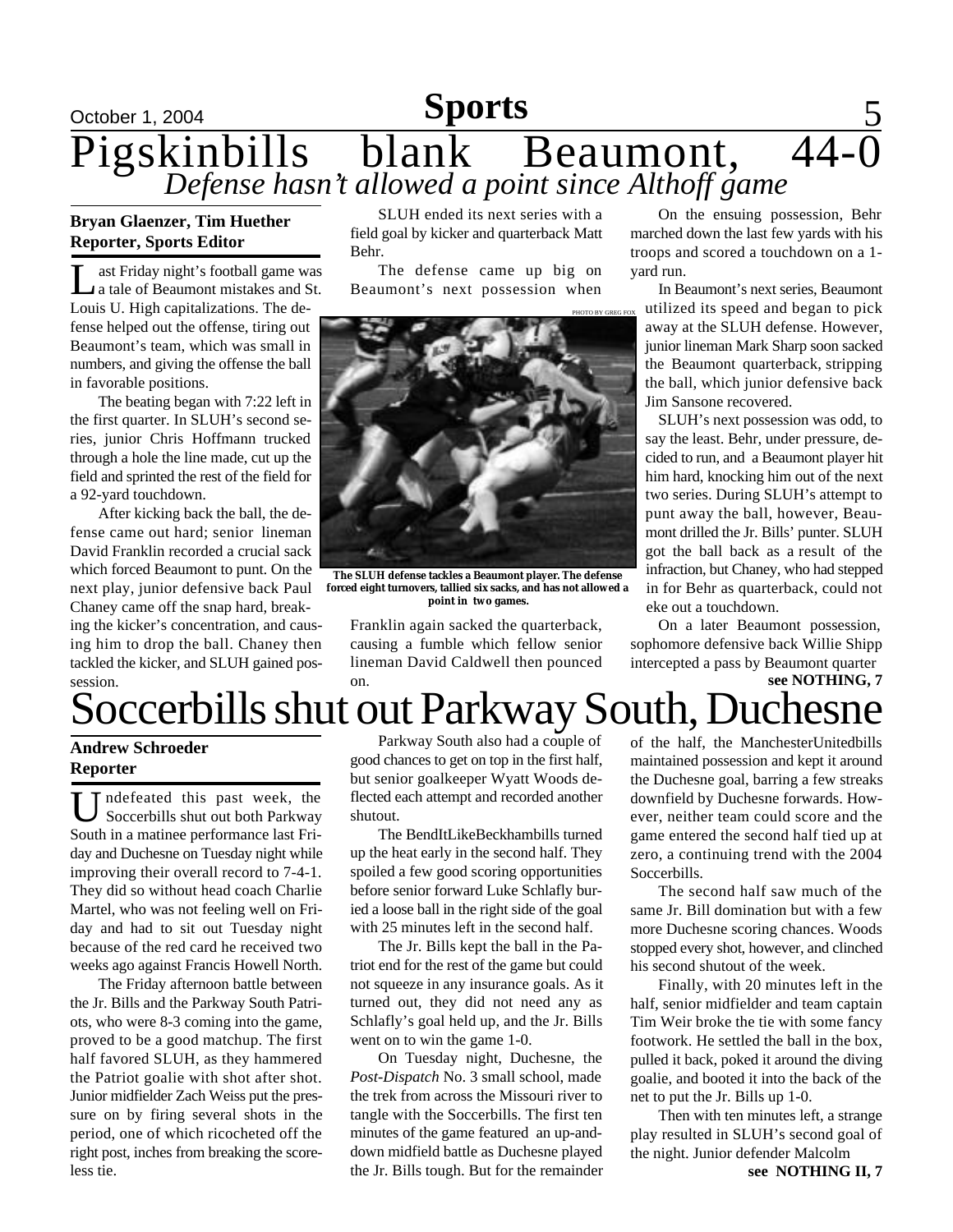# Pigskinbills blank Beaumont, 44-0

## *Defense hasn't allowed a point since Althoff game*

**Bryan Glaenzer, Tim Huether**
**Reporter, Sports Editor**

Last Friday night's football game was a tale of Beaumont mistakes and St. Louis U. High capitalizations. The defense helped out the offense, tiring out Beaumont's team, which was small in numbers, and giving the offense the ball in favorable positions.

The beating began with 7:22 left in the first quarter. In SLUH's second series, junior Chris Hoffmann trucked through a hole the line made, cut up the field and sprinted the rest of the field for a 92-yard touchdown.

After kicking back the ball, the defense came out hard; senior lineman David Franklin recorded a crucial sack which forced Beaumont to punt. On the next play, junior defensive back Paul Chaney came off the snap hard, breaking the kicker's concentration, and causing him to drop the ball. Chaney then tackled the kicker, and SLUH gained possession.

SLUH ended its next series with a field goal by kicker and quarterback Matt Behr.

The defense came up big on Beaumont's next possession when Franklin again sacked the quarterback, causing a fumble which fellow senior lineman David Caldwell then pounced on.

PHOTO BY GREG FOX

**The SLUH defense tackles a Beaumont player. The defense forced eight turnovers, tallied six sacks, and has not allowed a point in two games.**

On the ensuing possession, Behr marched down the last few yards with his troops and scored a touchdown on a 1-yard run.

In Beaumont's next series, Beaumont utilized its speed and began to pick away at the SLUH defense. However, junior lineman Mark Sharp soon sacked the Beaumont quarterback, stripping the ball, which junior defensive back Jim Sansone recovered.

SLUH's next possession was odd, to say the least. Behr, under pressure, decided to run, and a Beaumont player hit him hard, knocking him out of the next two series. During SLUH's attempt to punt away the ball, however, Beaumont drilled the Jr. Bills' punter. SLUH got the ball back as a result of the infraction, but Chaney, who had stepped in for Behr as quarterback, could not eke out a touchdown.

On a later Beaumont possession, sophomore defensive back Willie Shipp intercepted a pass by Beaumont quarter

**see NOTHING, 7**

# Soccerbills shut out Parkway South, Duchesne

**Andrew Schroeder**
**Reporter**

Undefeated this past week, the Soccerbills shut out both Parkway South in a matinee performance last Friday and Duchesne on Tuesday night while improving their overall record to 7-4-1. They did so without head coach Charlie Martel, who was not feeling well on Friday and had to sit out Tuesday night because of the red card he received two weeks ago against Francis Howell North.

The Friday afternoon battle between the Jr. Bills and the Parkway South Patriots, who were 8-3 coming into the game, proved to be a good matchup. The first half favored SLUH, as they hammered the Patriot goalie with shot after shot. Junior midfielder Zach Weiss put the pressure on by firing several shots in the period, one of which ricocheted off the right post, inches from breaking the scoreless tie.

Parkway South also had a couple of good chances to get on top in the first half, but senior goalkeeper Wyatt Woods deflected each attempt and recorded another shutout.

The BendItLikeBeckhambills turned up the heat early in the second half. They spoiled a few good scoring opportunities before senior forward Luke Schlafly buried a loose ball in the right side of the goal with 25 minutes left in the second half.

The Jr. Bills kept the ball in the Patriot end for the rest of the game but could not squeeze in any insurance goals. As it turned out, they did not need any as Schlafly's goal held up, and the Jr. Bills went on to win the game 1-0.

On Tuesday night, Duchesne, the *Post-Dispatch* No. 3 small school, made the trek from across the Missouri river to tangle with the Soccerbills. The first ten minutes of the game featured an up-and-down midfield battle as Duchesne played the Jr. Bills tough. But for the remainder of the half, the ManchesterUnitedbills maintained possession and kept it around the Duchesne goal, barring a few streaks downfield by Duchesne forwards. However, neither team could score and the game entered the second half tied up at zero, a continuing trend with the 2004 Soccerbills.

The second half saw much of the same Jr. Bill domination but with a few more Duchesne scoring chances. Woods stopped every shot, however, and clinched his second shutout of the week.

Finally, with 20 minutes left in the half, senior midfielder and team captain Tim Weir broke the tie with some fancy footwork. He settled the ball in the box, pulled it back, poked it around the diving goalie, and booted it into the back of the net to put the Jr. Bills up 1-0.

Then with ten minutes left, a strange play resulted in SLUH's second goal of the night. Junior defender Malcolm

**see NOTHING II, 7**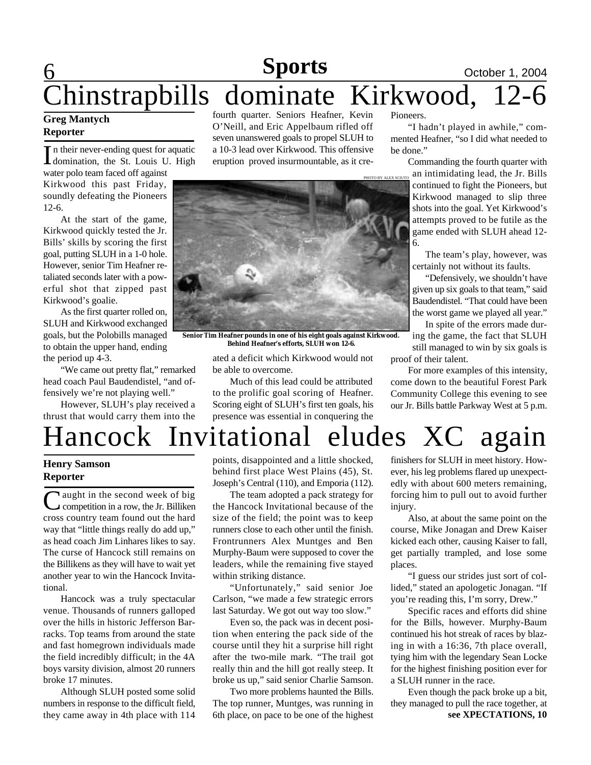# Chinstrapbills dominate Kirkwood, 12-6

**Greg Mantych**
**Reporter**

In their never-ending quest for aquatic domination, the St. Louis U. High water polo team faced off against Kirkwood this past Friday, soundly defeating the Pioneers 12-6.

At the start of the game, Kirkwood quickly tested the Jr. Bills' skills by scoring the first goal, putting SLUH in a 1-0 hole. However, senior Tim Heafner retaliated seconds later with a powerful shot that zipped past Kirkwood's goalie.

As the first quarter rolled on, SLUH and Kirkwood exchanged goals, but the Polobills managed to obtain the upper hand, ending the period up 4-3.

"We came out pretty flat," remarked head coach Paul Baudendistel, "and offensively we're not playing well."

However, SLUH's play received a thrust that would carry them into the fourth quarter. Seniors Heafner, Kevin O'Neill, and Eric Appelbaum rifled off seven unanswered goals to propel SLUH to a 10-3 lead over Kirkwood. This offensive eruption proved insurmountable, as it created a deficit which Kirkwood would not be able to overcome.

PHOTO BY ALEX SCIUTO

Senior Tim Heafner pounds in one of his eight goals against Kirkwood. Behind Heafner's efforts, SLUH won 12-6.

Much of this lead could be attributed to the prolific goal scoring of Heafner. Scoring eight of SLUH's first ten goals, his presence was essential in conquering the Pioneers.

"I hadn't played in awhile," commented Heafner, "so I did what needed to be done."

Commanding the fourth quarter with an intimidating lead, the Jr. Bills continued to fight the Pioneers, but Kirkwood managed to slip three shots into the goal. Yet Kirkwood's attempts proved to be futile as the game ended with SLUH ahead 12-6.

The team's play, however, was certainly not without its faults.

"Defensively, we shouldn't have given up six goals to that team," said Baudendistel. "That could have been the worst game we played all year."

In spite of the errors made during the game, the fact that SLUH still managed to win by six goals is proof of their talent.

For more examples of this intensity, come down to the beautiful Forest Park Community College this evening to see our Jr. Bills battle Parkway West at 5 p.m.

# Hancock Invitational eludes XC again

**Henry Samson**
**Reporter**

Caught in the second week of big competition in a row, the Jr. Billiken cross country team found out the hard way that "little things really do add up," as head coach Jim Linhares likes to say. The curse of Hancock still remains on the Billikens as they will have to wait yet another year to win the Hancock Invitational.

Hancock was a truly spectacular venue. Thousands of runners galloped over the hills in historic Jefferson Barracks. Top teams from around the state and fast homegrown individuals made the field incredibly difficult; in the 4A boys varsity division, almost 20 runners broke 17 minutes.

Although SLUH posted some solid numbers in response to the difficult field, they came away in 4th place with 114 points, disappointed and a little shocked, behind first place West Plains (45), St. Joseph's Central (110), and Emporia (112).

The team adopted a pack strategy for the Hancock Invitational because of the size of the field; the point was to keep runners close to each other until the finish. Frontrunners Alex Muntges and Ben Murphy-Baum were supposed to cover the leaders, while the remaining five stayed within striking distance.

"Unfortunately," said senior Joe Carlson, "we made a few strategic errors last Saturday. We got out way too slow."

Even so, the pack was in decent position when entering the pack side of the course until they hit a surprise hill right after the two-mile mark. "The trail got really thin and the hill got really steep. It broke us up," said senior Charlie Samson.

Two more problems haunted the Bills. The top runner, Muntges, was running in 6th place, on pace to be one of the highest finishers for SLUH in meet history. However, his leg problems flared up unexpectedly with about 600 meters remaining, forcing him to pull out to avoid further injury.

Also, at about the same point on the course, Mike Jonagan and Drew Kaiser kicked each other, causing Kaiser to fall, get partially trampled, and lose some places.

"I guess our strides just sort of collided," stated an apologetic Jonagan. "If you're reading this, I'm sorry, Drew."

Specific races and efforts did shine for the Bills, however. Murphy-Baum continued his hot streak of races by blazing in with a 16:36, 7th place overall, tying him with the legendary Sean Locke for the highest finishing position ever for a SLUH runner in the race.

Even though the pack broke up a bit, they managed to pull the race together, at

**see XPECTATIONS, 10**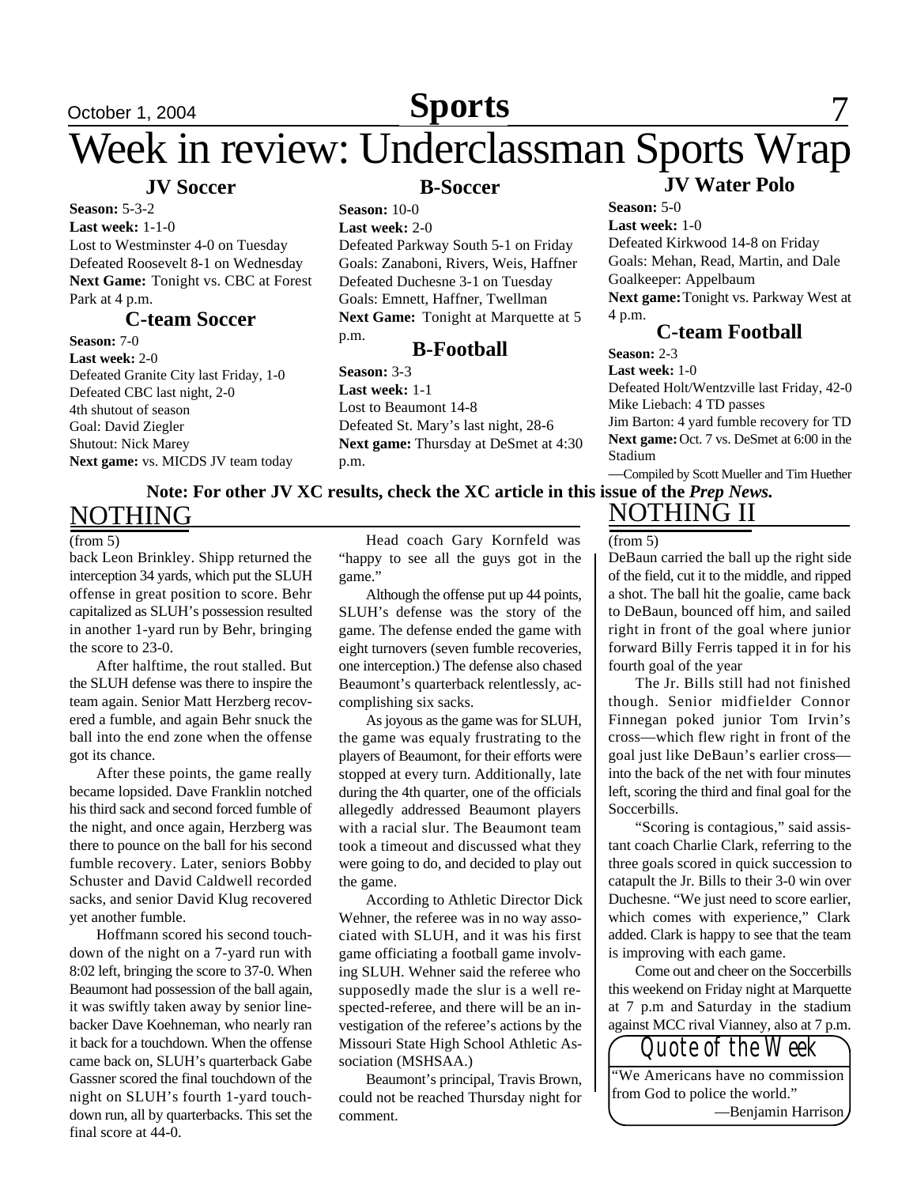# Week in review: Underclassman Sports Wrap

## JV Soccer

**Season:** 5-3-2
**Last week:** 1-1-0
Lost to Westminster 4-0 on Tuesday
Defeated Roosevelt 8-1 on Wednesday
**Next Game:** Tonight vs. CBC at Forest Park at 4 p.m.

## C-team Soccer

**Season:** 7-0
**Last week:** 2-0
Defeated Granite City last Friday, 1-0
Defeated CBC last night, 2-0
4th shutout of season
Goal: David Ziegler
Shutout: Nick Marey
**Next game:** vs. MICDS JV team today

## B-Soccer

**Season:** 10-0
**Last week:** 2-0
Defeated Parkway South 5-1 on Friday
Goals: Zanaboni, Rivers, Weis, Haffner
Defeated Duchesne 3-1 on Tuesday
Goals: Emnett, Haffner, Twellman
**Next Game:** Tonight at Marquette at 5 p.m.

## B-Football

**Season:** 3-3
**Last week:** 1-1
Lost to Beaumont 14-8
Defeated St. Mary's last night, 28-6
**Next game:** Thursday at DeSmet at 4:30 p.m.

## JV Water Polo

**Season:** 5-0
**Last week:** 1-0
Defeated Kirkwood 14-8 on Friday
Goals: Mehan, Read, Martin, and Dale
Goalkeeper: Appelbaum
**Next game:** Tonight vs. Parkway West at 4 p.m.

## C-team Football

**Season:** 2-3
**Last week:** 1-0
Defeated Holt/Wentzville last Friday, 42-0
Mike Liebach: 4 TD passes
Jim Barton: 4 yard fumble recovery for TD
**Next game:** Oct. 7 vs. DeSmet at 6:00 in the Stadium

—Compiled by Scott Mueller and Tim Huether

**Note: For other JV XC results, check the XC article in this issue of the *Prep News.***

## NOTHING

(from 5)

back Leon Brinkley. Shipp returned the interception 34 yards, which put the SLUH offense in great position to score. Behr capitalized as SLUH's possession resulted in another 1-yard run by Behr, bringing the score to 23-0.

After halftime, the rout stalled. But the SLUH defense was there to inspire the team again. Senior Matt Herzberg recovered a fumble, and again Behr snuck the ball into the end zone when the offense got its chance.

After these points, the game really became lopsided. Dave Franklin notched his third sack and second forced fumble of the night, and once again, Herzberg was there to pounce on the ball for his second fumble recovery. Later, seniors Bobby Schuster and David Caldwell recorded sacks, and senior David Klug recovered yet another fumble.

Hoffmann scored his second touchdown of the night on a 7-yard run with 8:02 left, bringing the score to 37-0. When Beaumont had possession of the ball again, it was swiftly taken away by senior linebacker Dave Koehneman, who nearly ran it back for a touchdown. When the offense came back on, SLUH's quarterback Gabe Gassner scored the final touchdown of the night on SLUH's fourth 1-yard touchdown run, all by quarterbacks. This set the final score at 44-0.

Head coach Gary Kornfeld was "happy to see all the guys got in the game."

Although the offense put up 44 points, SLUH's defense was the story of the game. The defense ended the game with eight turnovers (seven fumble recoveries, one interception.) The defense also chased Beaumont's quarterback relentlessly, accomplishing six sacks.

As joyous as the game was for SLUH, the game was equaly frustrating to the players of Beaumont, for their efforts were stopped at every turn. Additionally, late during the 4th quarter, one of the officials allegedly addressed Beaumont players with a racial slur. The Beaumont team took a timeout and discussed what they were going to do, and decided to play out the game.

According to Athletic Director Dick Wehner, the referee was in no way associated with SLUH, and it was his first game officiating a football game involving SLUH. Wehner said the referee who supposedly made the slur is a well respected-referee, and there will be an investigation of the referee's actions by the Missouri State High School Athletic Association (MSHSAA.)

Beaumont's principal, Travis Brown, could not be reached Thursday night for comment.

## NOTHING II

(from 5)

DeBaun carried the ball up the right side of the field, cut it to the middle, and ripped a shot. The ball hit the goalie, came back to DeBaun, bounced off him, and sailed right in front of the goal where junior forward Billy Ferris tapped it in for his fourth goal of the year

The Jr. Bills still had not finished though. Senior midfielder Connor Finnegan poked junior Tom Irvin's cross—which flew right in front of the goal just like DeBaun's earlier cross—into the back of the net with four minutes left, scoring the third and final goal for the Soccerbills.

"Scoring is contagious," said assistant coach Charlie Clark, referring to the three goals scored in quick succession to catapult the Jr. Bills to their 3-0 win over Duchesne. "We just need to score earlier, which comes with experience," Clark added. Clark is happy to see that the team is improving with each game.

Come out and cheer on the Soccerbills this weekend on Friday night at Marquette at 7 p.m and Saturday in the stadium against MCC rival Vianney, also at 7 p.m.

### Quote of the Week

"We Americans have no commission from God to police the world."
—Benjamin Harrison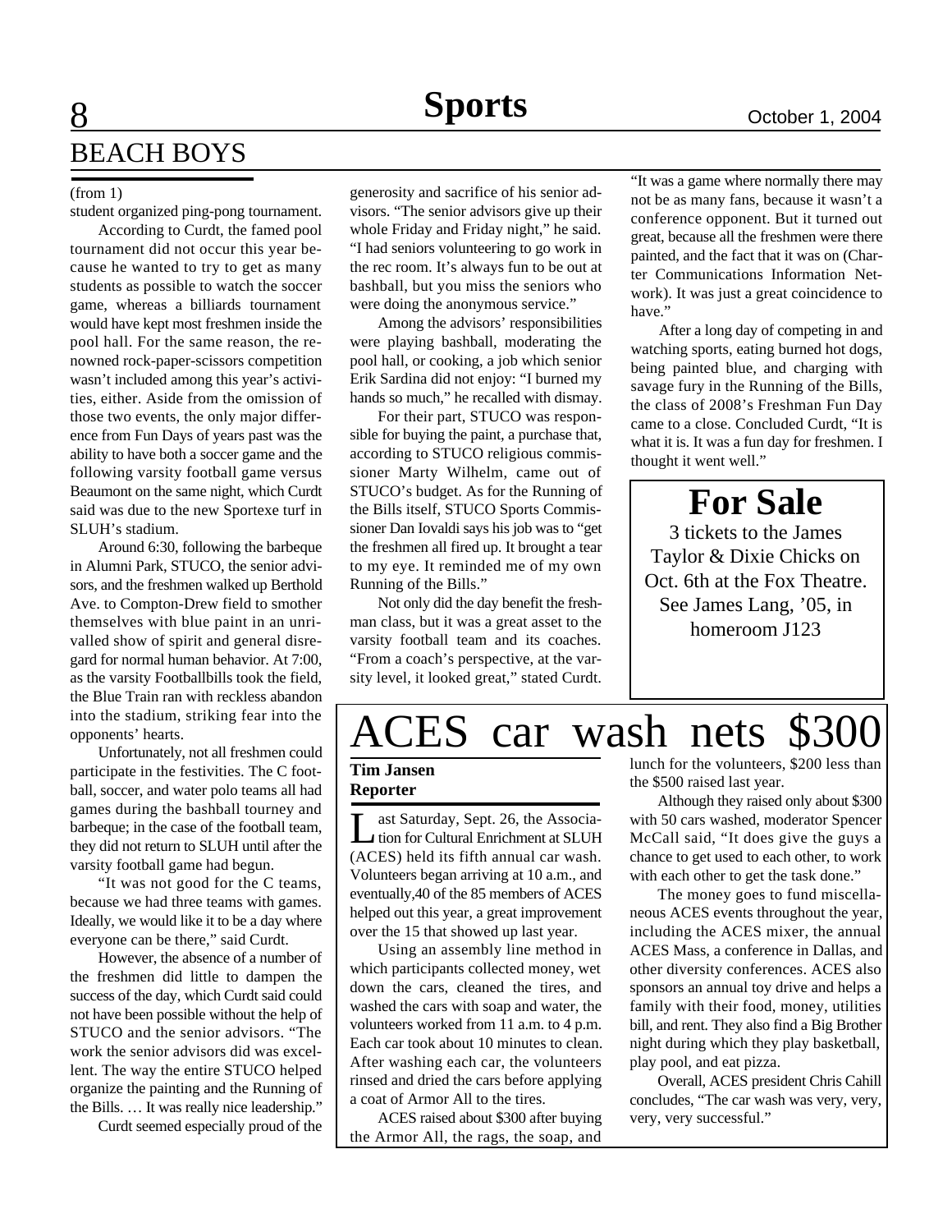## BEACH BOYS

(from 1)

student organized ping-pong tournament.

According to Curdt, the famed pool tournament did not occur this year because he wanted to try to get as many students as possible to watch the soccer game, whereas a billiards tournament would have kept most freshmen inside the pool hall. For the same reason, the renowned rock-paper-scissors competition wasn't included among this year's activities, either. Aside from the omission of those two events, the only major difference from Fun Days of years past was the ability to have both a soccer game and the following varsity football game versus Beaumont on the same night, which Curdt said was due to the new Sportexe turf in SLUH's stadium.

Around 6:30, following the barbeque in Alumni Park, STUCO, the senior advisors, and the freshmen walked up Berthold Ave. to Compton-Drew field to smother themselves with blue paint in an unrivalled show of spirit and general disregard for normal human behavior. At 7:00, as the varsity Footballbills took the field, the Blue Train ran with reckless abandon into the stadium, striking fear into the opponents' hearts.

Unfortunately, not all freshmen could participate in the festivities. The C football, soccer, and water polo teams all had games during the bashball tourney and barbeque; in the case of the football team, they did not return to SLUH until after the varsity football game had begun.

"It was not good for the C teams, because we had three teams with games. Ideally, we would like it to be a day where everyone can be there," said Curdt.

However, the absence of a number of the freshmen did little to dampen the success of the day, which Curdt said could not have been possible without the help of STUCO and the senior advisors. "The work the senior advisors did was excellent. The way the entire STUCO helped organize the painting and the Running of the Bills. … It was really nice leadership."

Curdt seemed especially proud of the generosity and sacrifice of his senior advisors. "The senior advisors give up their whole Friday and Friday night," he said. "I had seniors volunteering to go work in the rec room. It's always fun to be out at bashball, but you miss the seniors who were doing the anonymous service."

Among the advisors' responsibilities were playing bashball, moderating the pool hall, or cooking, a job which senior Erik Sardina did not enjoy: "I burned my hands so much," he recalled with dismay.

For their part, STUCO was responsible for buying the paint, a purchase that, according to STUCO religious commissioner Marty Wilhelm, came out of STUCO's budget. As for the Running of the Bills itself, STUCO Sports Commissioner Dan Iovaldi says his job was to "get the freshmen all fired up. It brought a tear to my eye. It reminded me of my own Running of the Bills."

Not only did the day benefit the freshman class, but it was a great asset to the varsity football team and its coaches. "From a coach's perspective, at the varsity level, it looked great," stated Curdt. "It was a game where normally there may not be as many fans, because it wasn't a conference opponent. But it turned out great, because all the freshmen were there painted, and the fact that it was on (Charter Communications Information Network). It was just a great coincidence to have."

After a long day of competing in and watching sports, eating burned hot dogs, being painted blue, and charging with savage fury in the Running of the Bills, the class of 2008's Freshman Fun Day came to a close. Concluded Curdt, "It is what it is. It was a fun day for freshmen. I thought it went well."

---

**For Sale**

3 tickets to the James Taylor & Dixie Chicks on Oct. 6th at the Fox Theatre. See James Lang, '05, in homeroom J123

---

# ACES car wash nets $300

**Tim Jansen**
**Reporter**

Last Saturday, Sept. 26, the Association for Cultural Enrichment at SLUH (ACES) held its fifth annual car wash. Volunteers began arriving at 10 a.m., and eventually,40 of the 85 members of ACES helped out this year, a great improvement over the 15 that showed up last year.

Using an assembly line method in which participants collected money, wet down the cars, cleaned the tires, and washed the cars with soap and water, the volunteers worked from 11 a.m. to 4 p.m. Each car took about 10 minutes to clean. After washing each car, the volunteers rinsed and dried the cars before applying a coat of Armor All to the tires.

ACES raised about $300 after buying the Armor All, the rags, the soap, and lunch for the volunteers, $200 less than the $500 raised last year.

Although they raised only about $300 with 50 cars washed, moderator Spencer McCall said, "It does give the guys a chance to get used to each other, to work with each other to get the task done."

The money goes to fund miscellaneous ACES events throughout the year, including the ACES mixer, the annual ACES Mass, a conference in Dallas, and other diversity conferences. ACES also sponsors an annual toy drive and helps a family with their food, money, utilities bill, and rent. They also find a Big Brother night during which they play basketball, play pool, and eat pizza.

Overall, ACES president Chris Cahill concludes, "The car wash was very, very, very, very successful."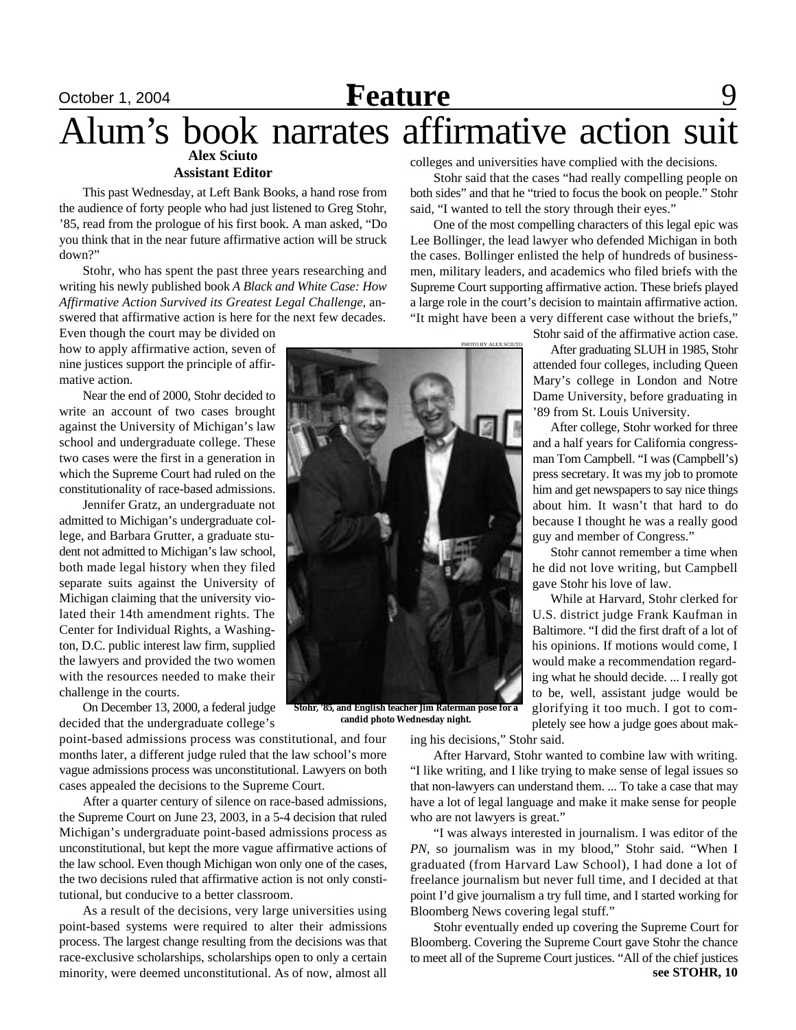# Alum's book narrates affirmative action suit

**Alex Sciuto**
**Assistant Editor**

This past Wednesday, at Left Bank Books, a hand rose from the audience of forty people who had just listened to Greg Stohr, '85, read from the prologue of his first book. A man asked, "Do you think that in the near future affirmative action will be struck down?"

Stohr, who has spent the past three years researching and writing his newly published book *A Black and White Case: How Affirmative Action Survived its Greatest Legal Challenge*, answered that affirmative action is here for the next few decades. Even though the court may be divided on how to apply affirmative action, seven of nine justices support the principle of affirmative action.

Near the end of 2000, Stohr decided to write an account of two cases brought against the University of Michigan's law school and undergraduate college. These two cases were the first in a generation in which the Supreme Court had ruled on the constitutionality of race-based admissions.

Jennifer Gratz, an undergraduate not admitted to Michigan's undergraduate college, and Barbara Grutter, a graduate student not admitted to Michigan's law school, both made legal history when they filed separate suits against the University of Michigan claiming that the university violated their 14th amendment rights. The Center for Individual Rights, a Washington, D.C. public interest law firm, supplied the lawyers and provided the two women with the resources needed to make their challenge in the courts.

On December 13, 2000, a federal judge decided that the undergraduate college's point-based admissions process was constitutional, and four months later, a different judge ruled that the law school's more vague admissions process was unconstitutional. Lawyers on both cases appealed the decisions to the Supreme Court.

After a quarter century of silence on race-based admissions, the Supreme Court on June 23, 2003, in a 5-4 decision that ruled Michigan's undergraduate point-based admissions process as unconstitutional, but kept the more vague affirmative actions of the law school. Even though Michigan won only one of the cases, the two decisions ruled that affirmative action is not only constitutional, but conducive to a better classroom.

As a result of the decisions, very large universities using point-based systems were required to alter their admissions process. The largest change resulting from the decisions was that race-exclusive scholarships, scholarships open to only a certain minority, were deemed unconstitutional. As of now, almost all colleges and universities have complied with the decisions.

Stohr said that the cases "had really compelling people on both sides" and that he "tried to focus the book on people." Stohr said, "I wanted to tell the story through their eyes."

One of the most compelling characters of this legal epic was Lee Bollinger, the lead lawyer who defended Michigan in both the cases. Bollinger enlisted the help of hundreds of businessmen, military leaders, and academics who filed briefs with the Supreme Court supporting affirmative action. These briefs played a large role in the court's decision to maintain affirmative action. "It might have been a very different case without the briefs," Stohr said of the affirmative action case.

PHOTO BY ALEX SCIUTO

**Stohr, '85, and English teacher Jim Raterman pose for a candid photo Wednesday night.**

After graduating SLUH in 1985, Stohr attended four colleges, including Queen Mary's college in London and Notre Dame University, before graduating in '89 from St. Louis University.

After college, Stohr worked for three and a half years for California congressman Tom Campbell. "I was (Campbell's) press secretary. It was my job to promote him and get newspapers to say nice things about him. It wasn't that hard to do because I thought he was a really good guy and member of Congress."

Stohr cannot remember a time when he did not love writing, but Campbell gave Stohr his love of law.

While at Harvard, Stohr clerked for U.S. district judge Frank Kaufman in Baltimore. "I did the first draft of a lot of his opinions. If motions would come, I would make a recommendation regarding what he should decide. ... I really got to be, well, assistant judge would be glorifying it too much. I got to completely see how a judge goes about making his decisions," Stohr said.

After Harvard, Stohr wanted to combine law with writing. "I like writing, and I like trying to make sense of legal issues so that non-lawyers can understand them. ... To take a case that may have a lot of legal language and make it make sense for people who are not lawyers is great."

"I was always interested in journalism. I was editor of the *PN*, so journalism was in my blood," Stohr said. "When I graduated (from Harvard Law School), I had done a lot of freelance journalism but never full time, and I decided at that point I'd give journalism a try full time, and I started working for Bloomberg News covering legal stuff."

Stohr eventually ended up covering the Supreme Court for Bloomberg. Covering the Supreme Court gave Stohr the chance to meet all of the Supreme Court justices. "All of the chief justices

**see STOHR, 10**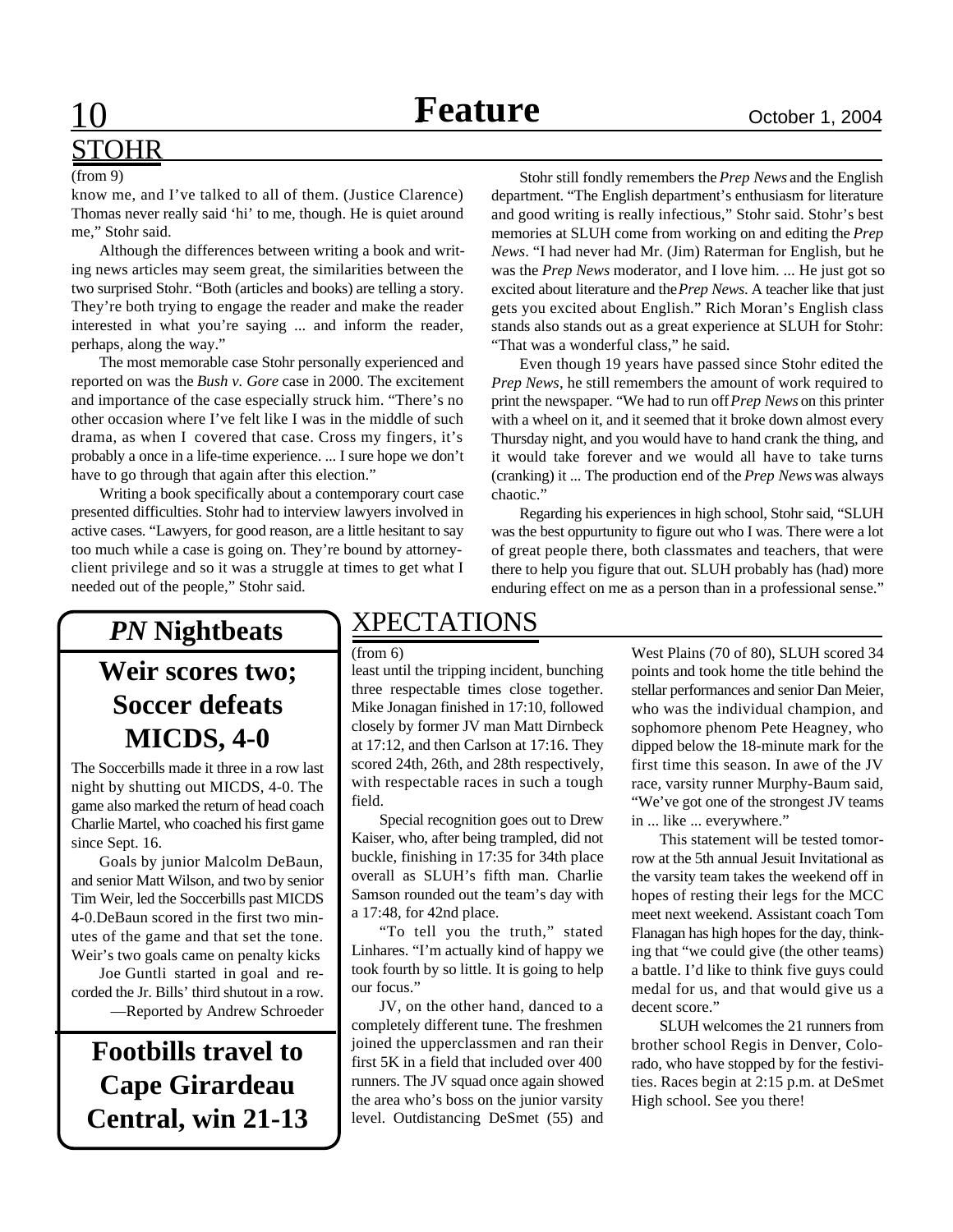## STOHR

(from 9)

know me, and I've talked to all of them. (Justice Clarence) Thomas never really said 'hi' to me, though. He is quiet around me," Stohr said.

Although the differences between writing a book and writing news articles may seem great, the similarities between the two surprised Stohr. "Both (articles and books) are telling a story. They're both trying to engage the reader and make the reader interested in what you're saying ... and inform the reader, perhaps, along the way."

The most memorable case Stohr personally experienced and reported on was the *Bush v. Gore* case in 2000. The excitement and importance of the case especially struck him. "There's no other occasion where I've felt like I was in the middle of such drama, as when I covered that case. Cross my fingers, it's probably a once in a life-time experience. ... I sure hope we don't have to go through that again after this election."

Writing a book specifically about a contemporary court case presented difficulties. Stohr had to interview lawyers involved in active cases. "Lawyers, for good reason, are a little hesitant to say too much while a case is going on. They're bound by attorney-client privilege and so it was a struggle at times to get what I needed out of the people," Stohr said.

Stohr still fondly remembers the *Prep News* and the English department. "The English department's enthusiasm for literature and good writing is really infectious," Stohr said. Stohr's best memories at SLUH come from working on and editing the *Prep News*. "I had never had Mr. (Jim) Raterman for English, but he was the *Prep News* moderator, and I love him. ... He just got so excited about literature and the *Prep News*. A teacher like that just gets you excited about English." Rich Moran's English class stands also stands out as a great experience at SLUH for Stohr: "That was a wonderful class," he said.

Even though 19 years have passed since Stohr edited the *Prep News*, he still remembers the amount of work required to print the newspaper. "We had to run off *Prep News* on this printer with a wheel on it, and it seemed that it broke down almost every Thursday night, and you would have to hand crank the thing, and it would take forever and we would all have to take turns (cranking) it ... The production end of the *Prep News* was always chaotic."

Regarding his experiences in high school, Stohr said, "SLUH was the best oppurtunity to figure out who I was. There were a lot of great people there, both classmates and teachers, that were there to help you figure that out. SLUH probably has (had) more enduring effect on me as a person than in a professional sense."

## *PN* Nightbeats

### Weir scores two; Soccer defeats MICDS, 4-0

The Soccerbills made it three in a row last night by shutting out MICDS, 4-0. The game also marked the return of head coach Charlie Martel, who coached his first game since Sept. 16.

Goals by junior Malcolm DeBaun, and senior Matt Wilson, and two by senior Tim Weir, led the Soccerbills past MICDS 4-0.DeBaun scored in the first two minutes of the game and that set the tone. Weir's two goals came on penalty kicks

Joe Guntli started in goal and recorded the Jr. Bills' third shutout in a row.

—Reported by Andrew Schroeder

### Footbills travel to Cape Girardeau Central, win 21-13

## XPECTATIONS

(from 6)

least until the tripping incident, bunching three respectable times close together. Mike Jonagan finished in 17:10, followed closely by former JV man Matt Dirnbeck at 17:12, and then Carlson at 17:16. They scored 24th, 26th, and 28th respectively, with respectable races in such a tough field.

Special recognition goes out to Drew Kaiser, who, after being trampled, did not buckle, finishing in 17:35 for 34th place overall as SLUH's fifth man. Charlie Samson rounded out the team's day with a 17:48, for 42nd place.

"To tell you the truth," stated Linhares. "I'm actually kind of happy we took fourth by so little. It is going to help our focus."

JV, on the other hand, danced to a completely different tune. The freshmen joined the upperclassmen and ran their first 5K in a field that included over 400 runners. The JV squad once again showed the area who's boss on the junior varsity level. Outdistancing DeSmet (55) and West Plains (70 of 80), SLUH scored 34 points and took home the title behind the stellar performances and senior Dan Meier, who was the individual champion, and sophomore phenom Pete Heagney, who dipped below the 18-minute mark for the first time this season. In awe of the JV race, varsity runner Murphy-Baum said, "We've got one of the strongest JV teams in ... like ... everywhere."

This statement will be tested tomorrow at the 5th annual Jesuit Invitational as the varsity team takes the weekend off in hopes of resting their legs for the MCC meet next weekend. Assistant coach Tom Flanagan has high hopes for the day, thinking that "we could give (the other teams) a battle. I'd like to think five guys could medal for us, and that would give us a decent score."

SLUH welcomes the 21 runners from brother school Regis in Denver, Colorado, who have stopped by for the festivities. Races begin at 2:15 p.m. at DeSmet High school. See you there!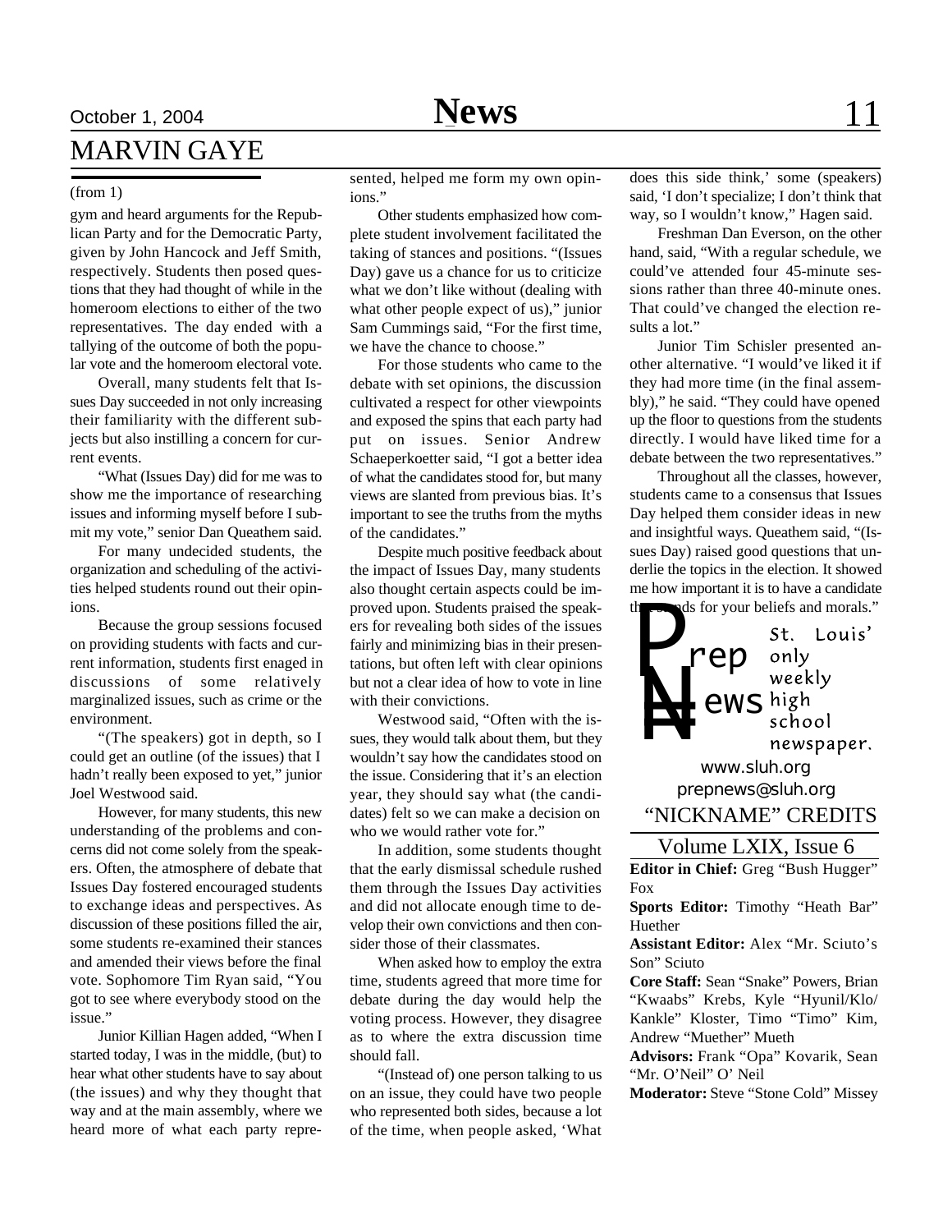# MARVIN GAYE

(from 1)

gym and heard arguments for the Republican Party and for the Democratic Party, given by John Hancock and Jeff Smith, respectively. Students then posed questions that they had thought of while in the homeroom elections to either of the two representatives. The day ended with a tallying of the outcome of both the popular vote and the homeroom electoral vote.

Overall, many students felt that Issues Day succeeded in not only increasing their familiarity with the different subjects but also instilling a concern for current events.

"What (Issues Day) did for me was to show me the importance of researching issues and informing myself before I submit my vote," senior Dan Queathem said.

For many undecided students, the organization and scheduling of the activities helped students round out their opinions.

Because the group sessions focused on providing students with facts and current information, students first enaged in discussions of some relatively marginalized issues, such as crime or the environment.

"(The speakers) got in depth, so I could get an outline (of the issues) that I hadn't really been exposed to yet," junior Joel Westwood said.

However, for many students, this new understanding of the problems and concerns did not come solely from the speakers. Often, the atmosphere of debate that Issues Day fostered encouraged students to exchange ideas and perspectives. As discussion of these positions filled the air, some students re-examined their stances and amended their views before the final vote. Sophomore Tim Ryan said, "You got to see where everybody stood on the issue."

Junior Killian Hagen added, "When I started today, I was in the middle, (but) to hear what other students have to say about (the issues) and why they thought that way and at the main assembly, where we heard more of what each party presented, helped me form my own opinions."

Other students emphasized how complete student involvement facilitated the taking of stances and positions. "(Issues Day) gave us a chance for us to criticize what we don't like without (dealing with what other people expect of us)," junior Sam Cummings said, "For the first time, we have the chance to choose."

For those students who came to the debate with set opinions, the discussion cultivated a respect for other viewpoints and exposed the spins that each party had put on issues. Senior Andrew Schaeperkoetter said, "I got a better idea of what the candidates stood for, but many views are slanted from previous bias. It's important to see the truths from the myths of the candidates."

Despite much positive feedback about the impact of Issues Day, many students also thought certain aspects could be improved upon. Students praised the speakers for revealing both sides of the issues fairly and minimizing bias in their presentations, but often left with clear opinions but not a clear idea of how to vote in line with their convictions.

Westwood said, "Often with the issues, they would talk about them, but they wouldn't say how the candidates stood on the issue. Considering that it's an election year, they should say what (the candidates) felt so we can make a decision on who we would rather vote for."

In addition, some students thought that the early dismissal schedule rushed them through the Issues Day activities and did not allocate enough time to develop their own convictions and then consider those of their classmates.

When asked how to employ the extra time, students agreed that more time for debate during the day would help the voting process. However, they disagree as to where the extra discussion time should fall.

"(Instead of) one person talking to us on an issue, they could have two people who represented both sides, because a lot of the time, when people asked, 'What does this side think,' some (speakers) said, 'I don't specialize; I don't think that way, so I wouldn't know," Hagen said.

Freshman Dan Everson, on the other hand, said, "With a regular schedule, we could've attended four 45-minute sessions rather than three 40-minute ones. That could've changed the election results a lot."

Junior Tim Schisler presented another alternative. "I would've liked it if they had more time (in the final assembly)," he said. "They could have opened up the floor to questions from the students directly. I would have liked time for a debate between the two representatives."

Throughout all the classes, however, students came to a consensus that Issues Day helped them consider ideas in new and insightful ways. Queathem said, "(Issues Day) raised good questions that underlie the topics in the election. It showed me how important it is to have a candidate that stands for your beliefs and morals."

**Prep News** — St. Louis' only weekly high school newspaper.

www.sluh.org
prepnews@sluh.org

## "NICKNAME" CREDITS

### Volume LXIX, Issue 6

**Editor in Chief:** Greg "Bush Hugger" Fox

**Sports Editor:** Timothy "Heath Bar" Huether

**Assistant Editor:** Alex "Mr. Sciuto's Son" Sciuto

**Core Staff:** Sean "Snake" Powers, Brian "Kwaabs" Krebs, Kyle "Hyunil/Klo/Kankle" Kloster, Timo "Timo" Kim, Andrew "Muether" Mueth

**Advisors:** Frank "Opa" Kovarik, Sean "Mr. O'Neil" O' Neil

**Moderator:** Steve "Stone Cold" Missey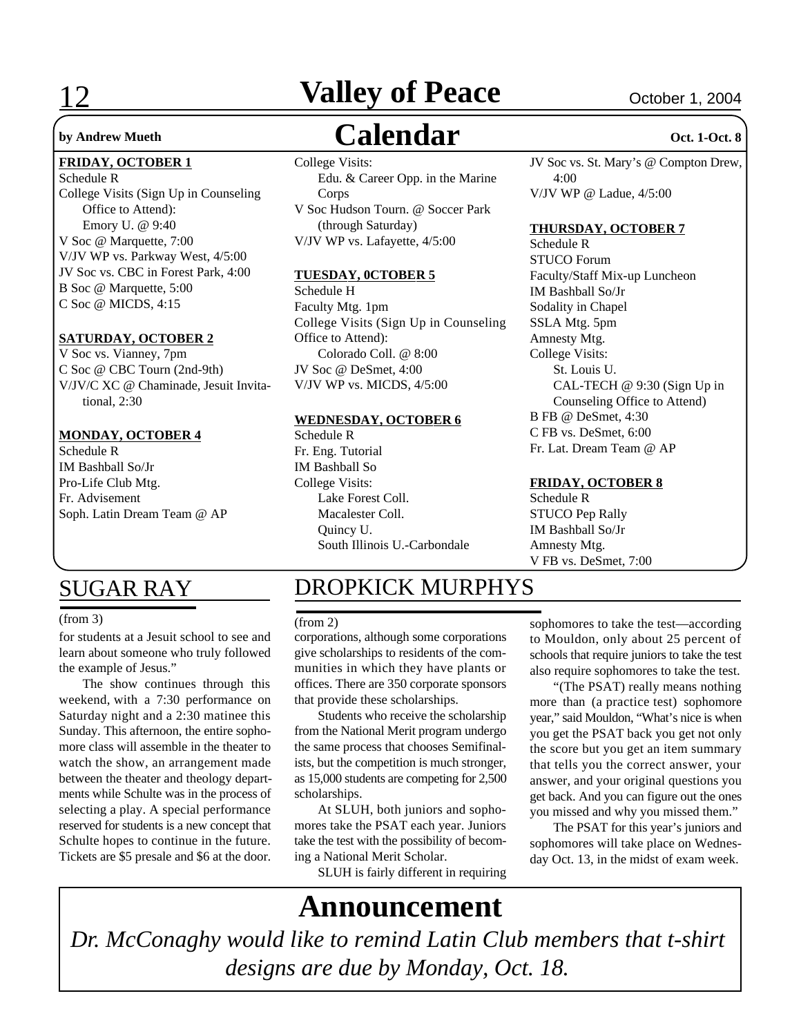# Valley of Peace

## Calendar

by Andrew Mueth

Oct. 1-Oct. 8

**FRIDAY, OCTOBER 1**

Schedule R
College Visits (Sign Up in Counseling Office to Attend):
 Emory U. @ 9:40
V Soc @ Marquette, 7:00
V/JV WP vs. Parkway West, 4/5:00
JV Soc vs. CBC in Forest Park, 4:00
B Soc @ Marquette, 5:00
C Soc @ MICDS, 4:15

**SATURDAY, OCTOBER 2**

V Soc vs. Vianney, 7pm
C Soc @ CBC Tourn (2nd-9th)
V/JV/C XC @ Chaminade, Jesuit Invitational, 2:30

**MONDAY, OCTOBER 4**

Schedule R
IM Bashball So/Jr
Pro-Life Club Mtg.
Fr. Advisement
Soph. Latin Dream Team @ AP
College Visits:
 Edu. & Career Opp. in the Marine Corps
V Soc Hudson Tourn. @ Soccer Park (through Saturday)
V/JV WP vs. Lafayette, 4/5:00

**TUESDAY, 0CTOBER 5**

Schedule H
Faculty Mtg. 1pm
College Visits (Sign Up in Counseling Office to Attend):
 Colorado Coll. @ 8:00
JV Soc @ DeSmet, 4:00
V/JV WP vs. MICDS, 4/5:00

**WEDNESDAY, OCTOBER 6**

Schedule R
Fr. Eng. Tutorial
IM Bashball So
College Visits:
 Lake Forest Coll.
 Macalester Coll.
 Quincy U.
 South Illinois U.-Carbondale
JV Soc vs. St. Mary's @ Compton Drew, 4:00
V/JV WP @ Ladue, 4/5:00

**THURSDAY, OCTOBER 7**

Schedule R
STUCO Forum
Faculty/Staff Mix-up Luncheon
IM Bashball So/Jr
Sodality in Chapel
SSLA Mtg. 5pm
Amnesty Mtg.
College Visits:
 St. Louis U.
 CAL-TECH @ 9:30 (Sign Up in Counseling Office to Attend)
B FB @ DeSmet, 4:30
C FB vs. DeSmet, 6:00
Fr. Lat. Dream Team @ AP

**FRIDAY, OCTOBER 8**

Schedule R
STUCO Pep Rally
IM Bashball So/Jr
Amnesty Mtg.
V FB vs. DeSmet, 7:00

## SUGAR RAY

(from 3)

for students at a Jesuit school to see and learn about someone who truly followed the example of Jesus."

The show continues through this weekend, with a 7:30 performance on Saturday night and a 2:30 matinee this Sunday. This afternoon, the entire sophomore class will assemble in the theater to watch the show, an arrangement made between the theater and theology departments while Schulte was in the process of selecting a play. A special performance reserved for students is a new concept that Schulte hopes to continue in the future. Tickets are $5 presale and $6 at the door.

## DROPKICK MURPHYS

(from 2)

corporations, although some corporations give scholarships to residents of the communities in which they have plants or offices. There are 350 corporate sponsors that provide these scholarships.

Students who receive the scholarship from the National Merit program undergo the same process that chooses Semifinalists, but the competition is much stronger, as 15,000 students are competing for 2,500 scholarships.

At SLUH, both juniors and sophomores take the PSAT each year. Juniors take the test with the possibility of becoming a National Merit Scholar.

SLUH is fairly different in requiring sophomores to take the test—according to Mouldon, only about 25 percent of schools that require juniors to take the test also require sophomores to take the test.

"(The PSAT) really means nothing more than (a practice test) sophomore year," said Mouldon, "What's nice is when you get the PSAT back you get not only the score but you get an item summary that tells you the correct answer, your answer, and your original questions you get back. And you can figure out the ones you missed and why you missed them."

The PSAT for this year's juniors and sophomores will take place on Wednesday Oct. 13, in the midst of exam week.

## Announcement

*Dr. McConaghy would like to remind Latin Club members that t-shirt designs are due by Monday, Oct. 18.*